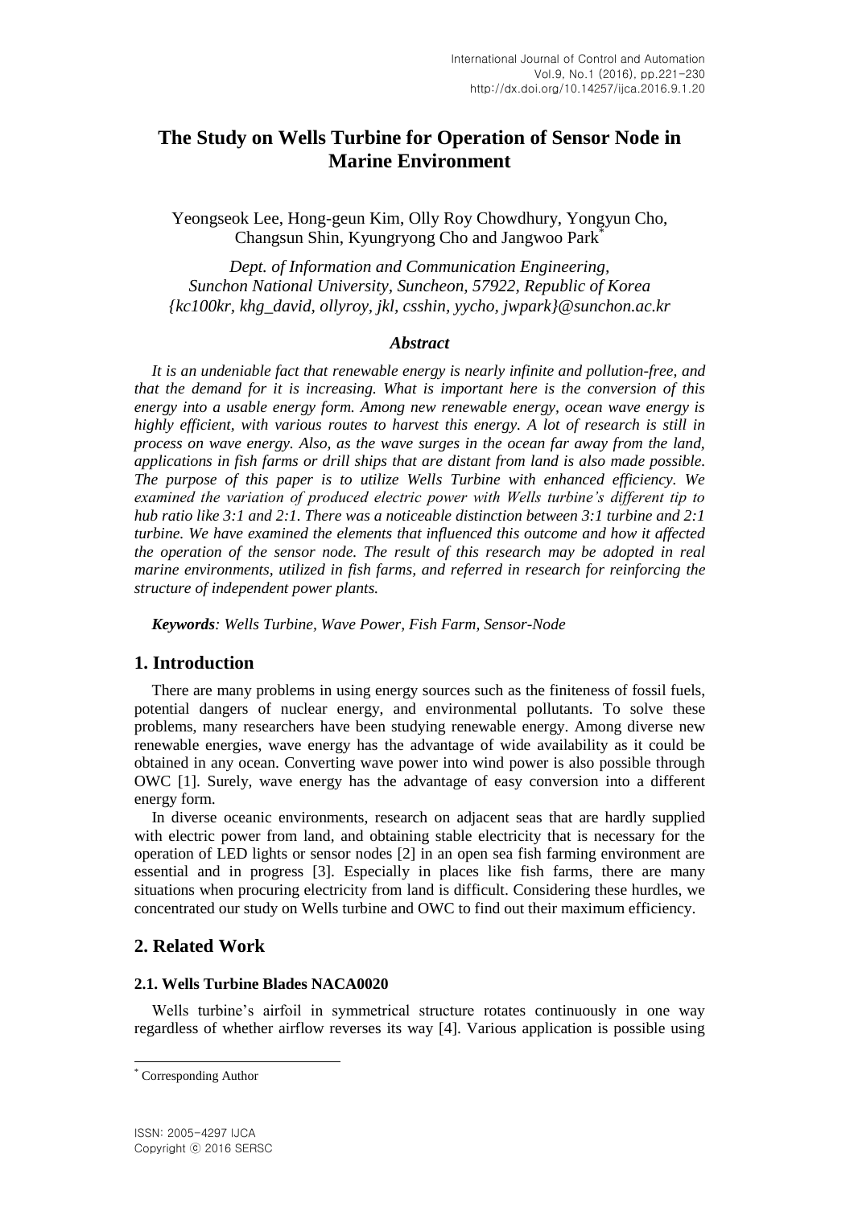# The Study on Wells Turbine for Operation of Sensor Node in Marine Environment

Yeongseok Lee, Hong-geun Kim, Olly Roy Chowdhury, Yongyun Cho, Changsun Shin, Kyungryong Cho and Jangwoo Park[*]

*Dept. of Information and Communication Engineering, Sunchon National University, Suncheon, 57922, Republic of Korea*
*{kc100kr, khg_david, ollyroy, jkl, csshin, yycho, jwpark}@sunchon.ac.kr*

### *Abstract*

*It is an undeniable fact that renewable energy is nearly infinite and pollution-free, and that the demand for it is increasing. What is important here is the conversion of this energy into a usable energy form. Among new renewable energy, ocean wave energy is highly efficient, with various routes to harvest this energy. A lot of research is still in process on wave energy. Also, as the wave surges in the ocean far away from the land, applications in fish farms or drill ships that are distant from land is also made possible. The purpose of this paper is to utilize Wells Turbine with enhanced efficiency. We examined the variation of produced electric power with Wells turbine's different tip to hub ratio like 3:1 and 2:1. There was a noticeable distinction between 3:1 turbine and 2:1 turbine. We have examined the elements that influenced this outcome and how it affected the operation of the sensor node. The result of this research may be adopted in real marine environments, utilized in fish farms, and referred in research for reinforcing the structure of independent power plants.*

***Keywords**: Wells Turbine, Wave Power, Fish Farm, Sensor-Node*

## 1. Introduction

There are many problems in using energy sources such as the finiteness of fossil fuels, potential dangers of nuclear energy, and environmental pollutants. To solve these problems, many researchers have been studying renewable energy. Among diverse new renewable energies, wave energy has the advantage of wide availability as it could be obtained in any ocean. Converting wave power into wind power is also possible through OWC [1]. Surely, wave energy has the advantage of easy conversion into a different energy form.

In diverse oceanic environments, research on adjacent seas that are hardly supplied with electric power from land, and obtaining stable electricity that is necessary for the operation of LED lights or sensor nodes [2] in an open sea fish farming environment are essential and in progress [3]. Especially in places like fish farms, there are many situations when procuring electricity from land is difficult. Considering these hurdles, we concentrated our study on Wells turbine and OWC to find out their maximum efficiency.

## 2. Related Work

### 2.1. Wells Turbine Blades NACA0020

Wells turbine's airfoil in symmetrical structure rotates continuously in one way regardless of whether airflow reverses its way [4]. Various application is possible using

---

[*] Corresponding Author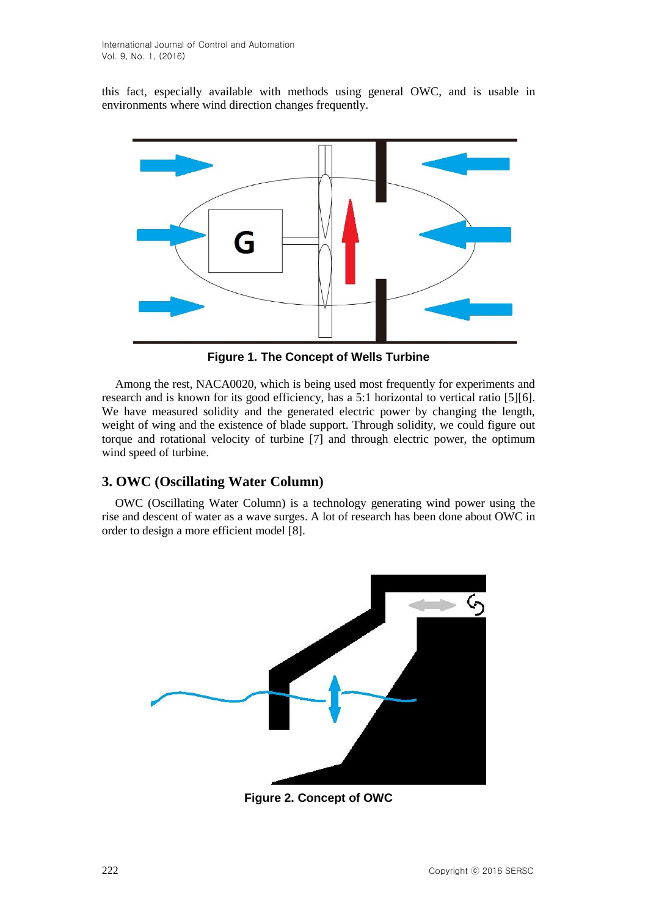this fact, especially available with methods using general OWC, and is usable in environments where wind direction changes frequently.

G

**Figure 1. The Concept of Wells Turbine**

Among the rest, NACA0020, which is being used most frequently for experiments and research and is known for its good efficiency, has a 5:1 horizontal to vertical ratio [5][6]. We have measured solidity and the generated electric power by changing the length, weight of wing and the existence of blade support. Through solidity, we could figure out torque and rotational velocity of turbine [7] and through electric power, the optimum wind speed of turbine.

## 3. OWC (Oscillating Water Column)

OWC (Oscillating Water Column) is a technology generating wind power using the rise and descent of water as a wave surges. A lot of research has been done about OWC in order to design a more efficient model [8].

**Figure 2. Concept of OWC**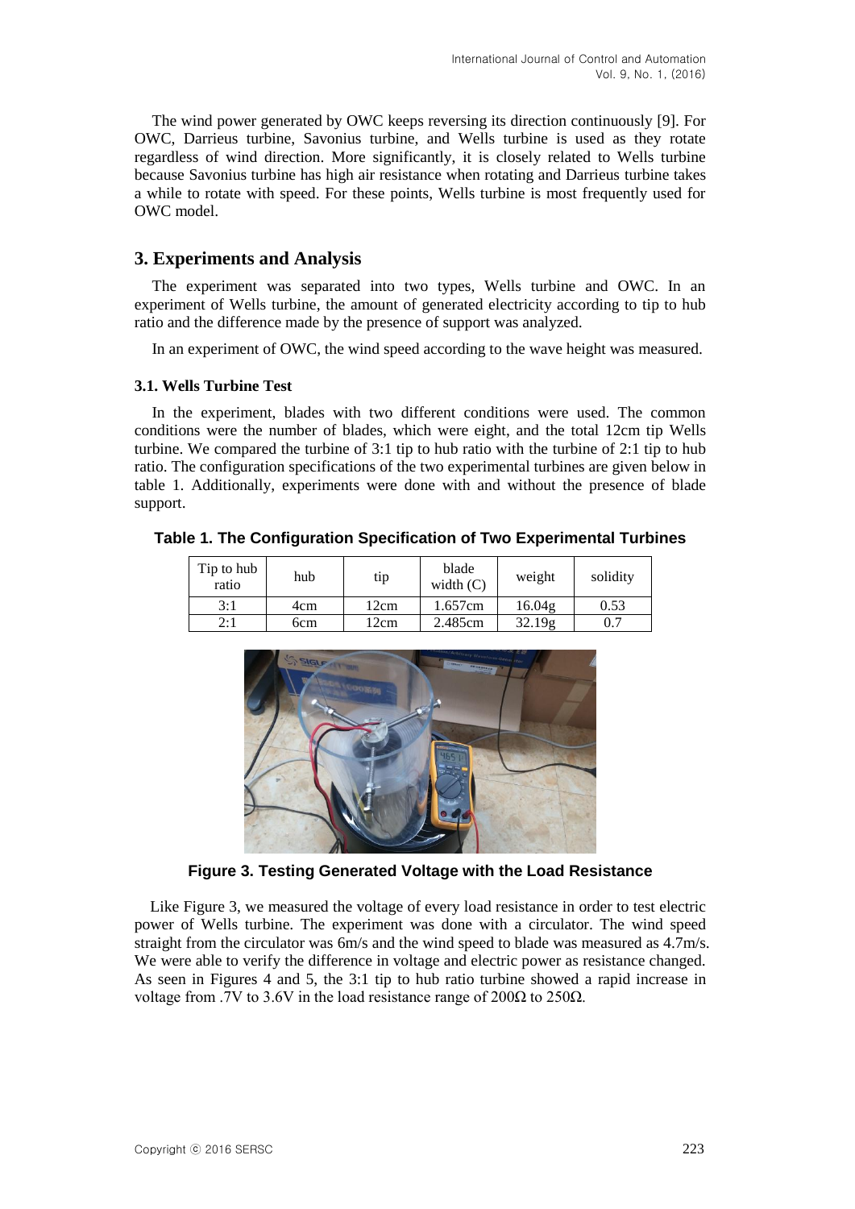The wind power generated by OWC keeps reversing its direction continuously [9]. For OWC, Darrieus turbine, Savonius turbine, and Wells turbine is used as they rotate regardless of wind direction. More significantly, it is closely related to Wells turbine because Savonius turbine has high air resistance when rotating and Darrieus turbine takes a while to rotate with speed. For these points, Wells turbine is most frequently used for OWC model.

## 3. Experiments and Analysis

The experiment was separated into two types, Wells turbine and OWC. In an experiment of Wells turbine, the amount of generated electricity according to tip to hub ratio and the difference made by the presence of support was analyzed.

In an experiment of OWC, the wind speed according to the wave height was measured.

### 3.1. Wells Turbine Test

In the experiment, blades with two different conditions were used. The common conditions were the number of blades, which were eight, and the total 12cm tip Wells turbine. We compared the turbine of 3:1 tip to hub ratio with the turbine of 2:1 tip to hub ratio. The configuration specifications of the two experimental turbines are given below in table 1. Additionally, experiments were done with and without the presence of blade support.

**Table 1. The Configuration Specification of Two Experimental Turbines**

| Tip to hub ratio | hub | tip | blade width (C) | weight | solidity |
|---|---|---|---|---|---|
| 3:1 | 4cm | 12cm | 1.657cm | 16.04g | 0.53 |
| 2:1 | 6cm | 12cm | 2.485cm | 32.19g | 0.7 |

**Figure 3. Testing Generated Voltage with the Load Resistance**

Like Figure 3, we measured the voltage of every load resistance in order to test electric power of Wells turbine. The experiment was done with a circulator. The wind speed straight from the circulator was 6m/s and the wind speed to blade was measured as 4.7m/s. We were able to verify the difference in voltage and electric power as resistance changed. As seen in Figures 4 and 5, the 3:1 tip to hub ratio turbine showed a rapid increase in voltage from .7V to 3.6V in the load resistance range of 200Ω to 250Ω.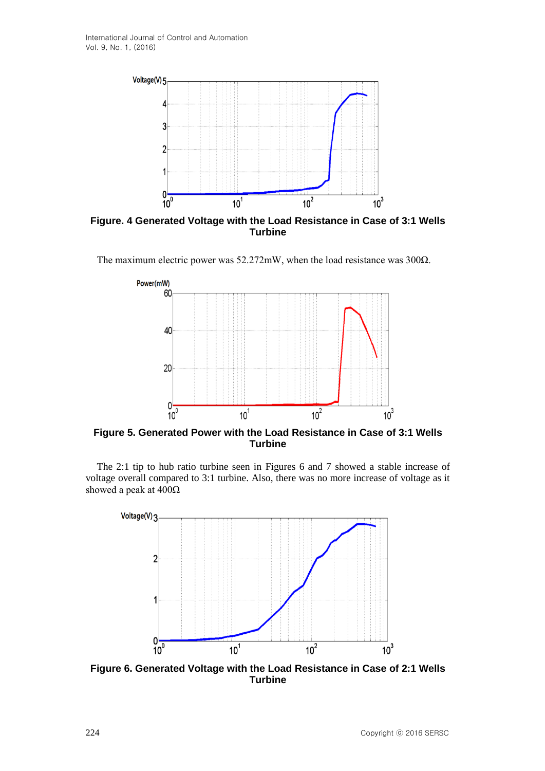Voltage(V)

5

4

3

2

1

0

$10^0$

$10^1$

$10^2$

$10^3$

**Figure. 4 Generated Voltage with the Load Resistance in Case of 3:1 Wells Turbine**

The maximum electric power was 52.272mW, when the load resistance was 300Ω.

Power(mW)

60

40

20

0

$10^0$

$10^1$

$10^2$

$10^3$

**Figure 5. Generated Power with the Load Resistance in Case of 3:1 Wells Turbine**

The 2:1 tip to hub ratio turbine seen in Figures 6 and 7 showed a stable increase of voltage overall compared to 3:1 turbine. Also, there was no more increase of voltage as it showed a peak at 400Ω

Voltage(V)

3

2

1

0

$10^0$

$10^1$

$10^2$

$10^3$

**Figure 6. Generated Voltage with the Load Resistance in Case of 2:1 Wells Turbine**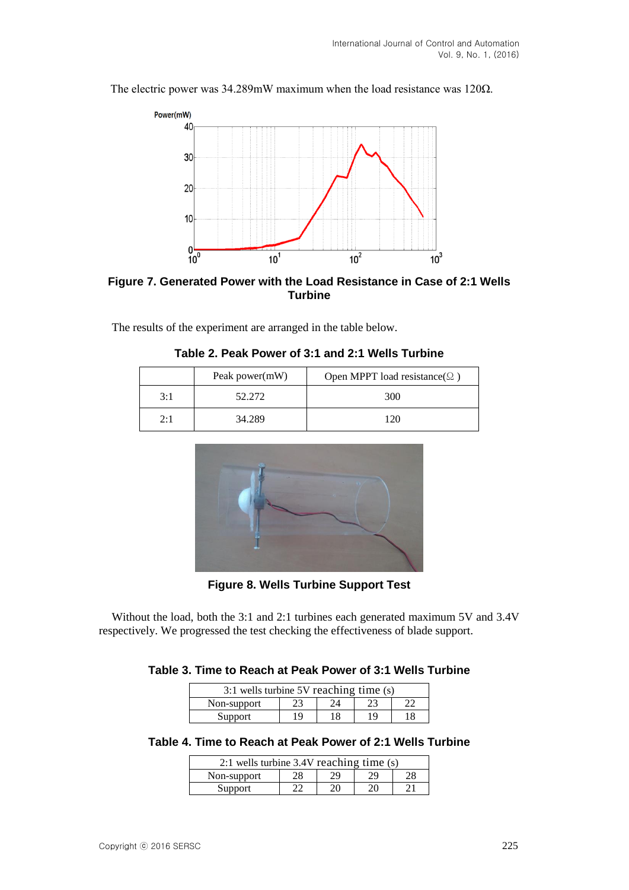The electric power was 34.289mW maximum when the load resistance was 120Ω.

Power(mW)
40
30
20
10
0
$10^0$
$10^1$
$10^2$
$10^3$

**Figure 7. Generated Power with the Load Resistance in Case of 2:1 Wells Turbine**

The results of the experiment are arranged in the table below.

**Table 2. Peak Power of 3:1 and 2:1 Wells Turbine**

| | Peak power(mW) | Open MPPT load resistance(Ω ) |
|---|---|---|
| 3:1 | 52.272 | 300 |
| 2:1 | 34.289 | 120 |

**Figure 8. Wells Turbine Support Test**

Without the load, both the 3:1 and 2:1 turbines each generated maximum 5V and 3.4V respectively. We progressed the test checking the effectiveness of blade support.

**Table 3. Time to Reach at Peak Power of 3:1 Wells Turbine**

| 3:1 wells turbine 5V reaching time (s) | | | | |
|---|---|---|---|---|
| Non-support | 23 | 24 | 23 | 22 |
| Support | 19 | 18 | 19 | 18 |

**Table 4. Time to Reach at Peak Power of 2:1 Wells Turbine**

| 2:1 wells turbine 3.4V reaching time (s) | | | | |
|---|---|---|---|---|
| Non-support | 28 | 29 | 29 | 28 |
| Support | 22 | 20 | 20 | 21 |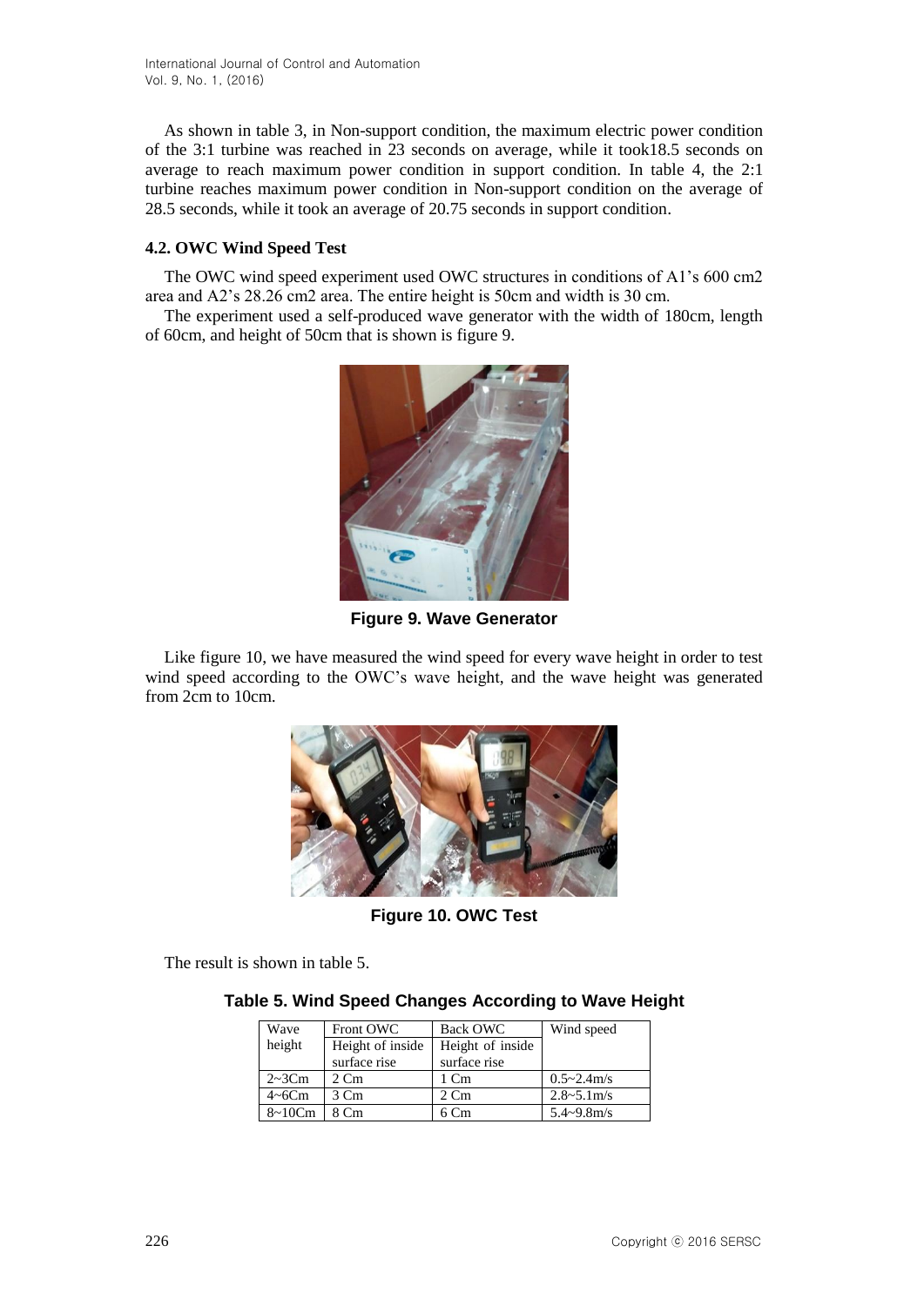As shown in table 3, in Non-support condition, the maximum electric power condition of the 3:1 turbine was reached in 23 seconds on average, while it took18.5 seconds on average to reach maximum power condition in support condition. In table 4, the 2:1 turbine reaches maximum power condition in Non-support condition on the average of 28.5 seconds, while it took an average of 20.75 seconds in support condition.

### 4.2. OWC Wind Speed Test

The OWC wind speed experiment used OWC structures in conditions of A1's 600 cm2 area and A2's 28.26 cm2 area. The entire height is 50cm and width is 30 cm.

The experiment used a self-produced wave generator with the width of 180cm, length of 60cm, and height of 50cm that is shown is figure 9.

**Figure 9. Wave Generator**

Like figure 10, we have measured the wind speed for every wave height in order to test wind speed according to the OWC's wave height, and the wave height was generated from 2cm to 10cm.

**Figure 10. OWC Test**

The result is shown in table 5.

**Table 5. Wind Speed Changes According to Wave Height**

| Wave height | Front OWC | Back OWC | Wind speed |
|---|---|---|---|
| | Height of inside surface rise | Height of inside surface rise | |
| 2~3Cm | 2 Cm | 1 Cm | 0.5~2.4m/s |
| 4~6Cm | 3 Cm | 2 Cm | 2.8~5.1m/s |
| 8~10Cm | 8 Cm | 6 Cm | 5.4~9.8m/s |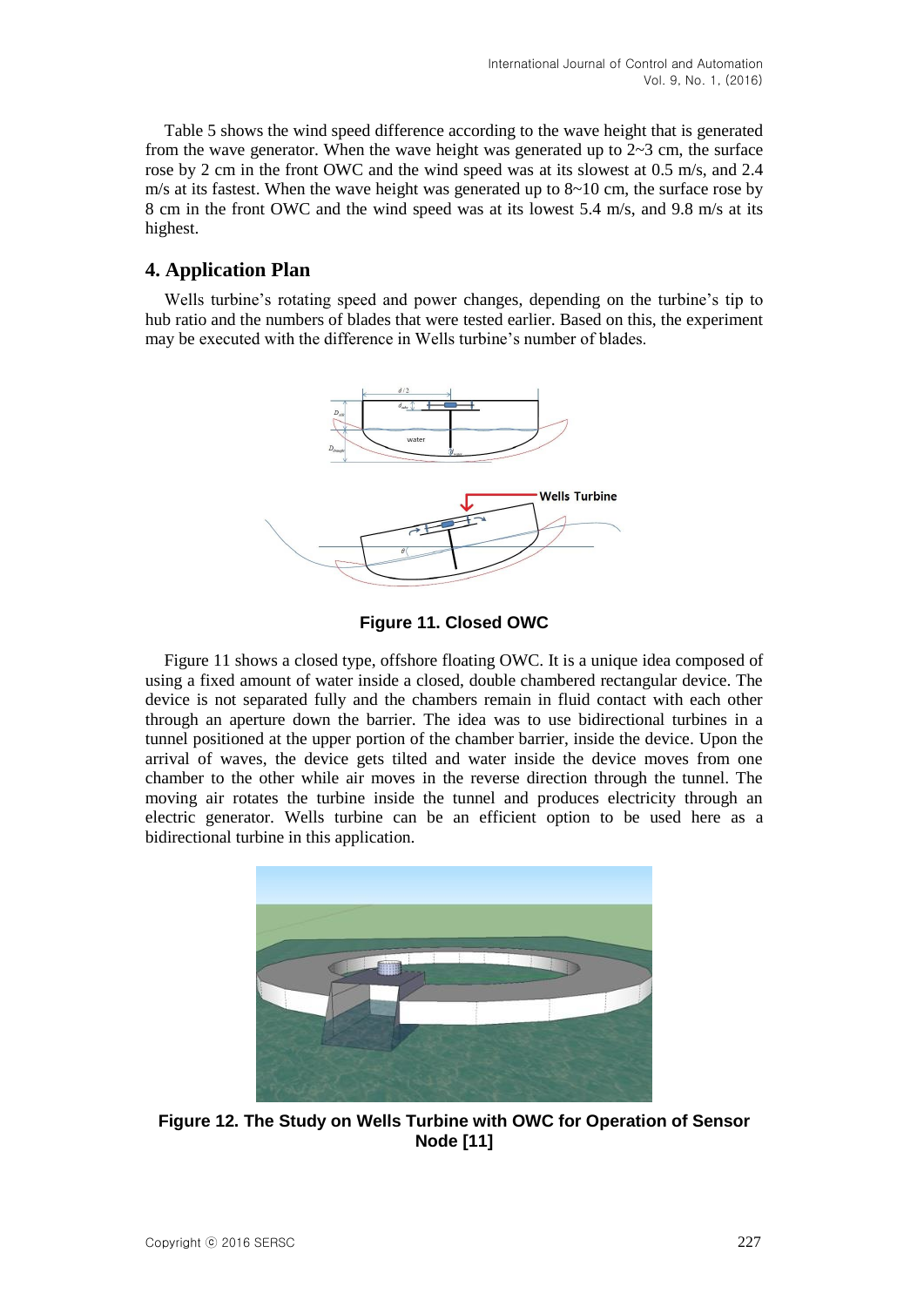Table 5 shows the wind speed difference according to the wave height that is generated from the wave generator. When the wave height was generated up to 2~3 cm, the surface rose by 2 cm in the front OWC and the wind speed was at its slowest at 0.5 m/s, and 2.4 m/s at its fastest. When the wave height was generated up to 8~10 cm, the surface rose by 8 cm in the front OWC and the wind speed was at its lowest 5.4 m/s, and 9.8 m/s at its highest.

## 4. Application Plan

Wells turbine's rotating speed and power changes, depending on the turbine's tip to hub ratio and the numbers of blades that were tested earlier. Based on this, the experiment may be executed with the difference in Wells turbine's number of blades.

**Figure 11. Closed OWC**

Figure 11 shows a closed type, offshore floating OWC. It is a unique idea composed of using a fixed amount of water inside a closed, double chambered rectangular device. The device is not separated fully and the chambers remain in fluid contact with each other through an aperture down the barrier. The idea was to use bidirectional turbines in a tunnel positioned at the upper portion of the chamber barrier, inside the device. Upon the arrival of waves, the device gets tilted and water inside the device moves from one chamber to the other while air moves in the reverse direction through the tunnel. The moving air rotates the turbine inside the tunnel and produces electricity through an electric generator. Wells turbine can be an efficient option to be used here as a bidirectional turbine in this application.

**Figure 12. The Study on Wells Turbine with OWC for Operation of Sensor Node [11]**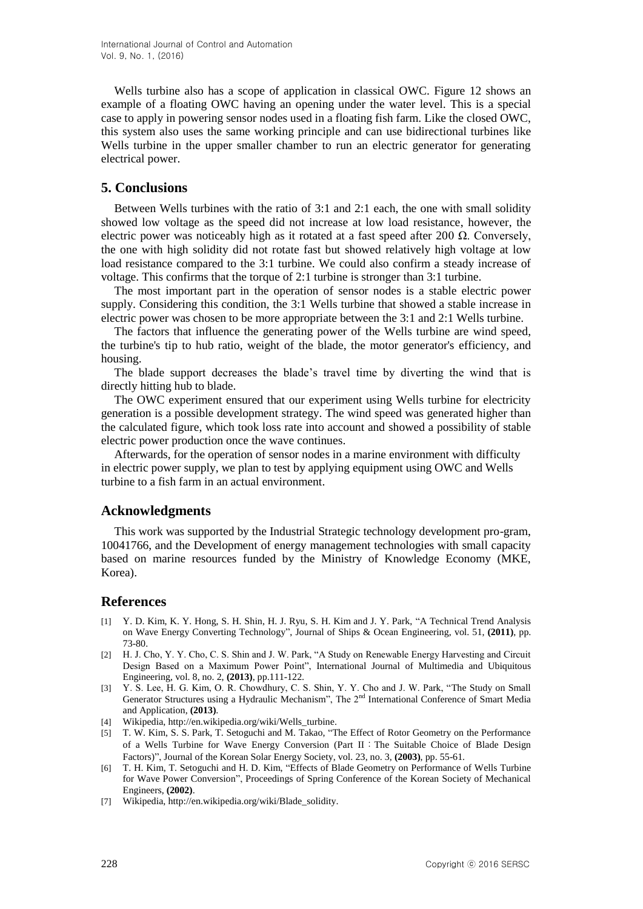Wells turbine also has a scope of application in classical OWC. Figure 12 shows an example of a floating OWC having an opening under the water level. This is a special case to apply in powering sensor nodes used in a floating fish farm. Like the closed OWC, this system also uses the same working principle and can use bidirectional turbines like Wells turbine in the upper smaller chamber to run an electric generator for generating electrical power.

## 5. Conclusions

Between Wells turbines with the ratio of 3:1 and 2:1 each, the one with small solidity showed low voltage as the speed did not increase at low load resistance, however, the electric power was noticeably high as it rotated at a fast speed after 200 Ω. Conversely, the one with high solidity did not rotate fast but showed relatively high voltage at low load resistance compared to the 3:1 turbine. We could also confirm a steady increase of voltage. This confirms that the torque of 2:1 turbine is stronger than 3:1 turbine.

The most important part in the operation of sensor nodes is a stable electric power supply. Considering this condition, the 3:1 Wells turbine that showed a stable increase in electric power was chosen to be more appropriate between the 3:1 and 2:1 Wells turbine.

The factors that influence the generating power of the Wells turbine are wind speed, the turbine's tip to hub ratio, weight of the blade, the motor generator's efficiency, and housing.

The blade support decreases the blade's travel time by diverting the wind that is directly hitting hub to blade.

The OWC experiment ensured that our experiment using Wells turbine for electricity generation is a possible development strategy. The wind speed was generated higher than the calculated figure, which took loss rate into account and showed a possibility of stable electric power production once the wave continues.

Afterwards, for the operation of sensor nodes in a marine environment with difficulty in electric power supply, we plan to test by applying equipment using OWC and Wells turbine to a fish farm in an actual environment.

## Acknowledgments

This work was supported by the Industrial Strategic technology development pro-gram, 10041766, and the Development of energy management technologies with small capacity based on marine resources funded by the Ministry of Knowledge Economy (MKE, Korea).

## References

[1] Y. D. Kim, K. Y. Hong, S. H. Shin, H. J. Ryu, S. H. Kim and J. Y. Park, "A Technical Trend Analysis on Wave Energy Converting Technology", Journal of Ships & Ocean Engineering, vol. 51, **(2011)**, pp. 73-80.

[2] H. J. Cho, Y. Y. Cho, C. S. Shin and J. W. Park, "A Study on Renewable Energy Harvesting and Circuit Design Based on a Maximum Power Point", International Journal of Multimedia and Ubiquitous Engineering, vol. 8, no. 2, **(2013)**, pp.111-122.

[3] Y. S. Lee, H. G. Kim, O. R. Chowdhury, C. S. Shin, Y. Y. Cho and J. W. Park, "The Study on Small Generator Structures using a Hydraulic Mechanism", The 2nd International Conference of Smart Media and Application, **(2013)**.

[4] Wikipedia, http://en.wikipedia.org/wiki/Wells_turbine.

[5] T. W. Kim, S. S. Park, T. Setoguchi and M. Takao, "The Effect of Rotor Geometry on the Performance of a Wells Turbine for Wave Energy Conversion (Part II : The Suitable Choice of Blade Design Factors)", Journal of the Korean Solar Energy Society, vol. 23, no. 3, **(2003)**, pp. 55-61.

[6] T. H. Kim, T. Setoguchi and H. D. Kim, "Effects of Blade Geometry on Performance of Wells Turbine for Wave Power Conversion", Proceedings of Spring Conference of the Korean Society of Mechanical Engineers, **(2002)**.

[7] Wikipedia, http://en.wikipedia.org/wiki/Blade_solidity.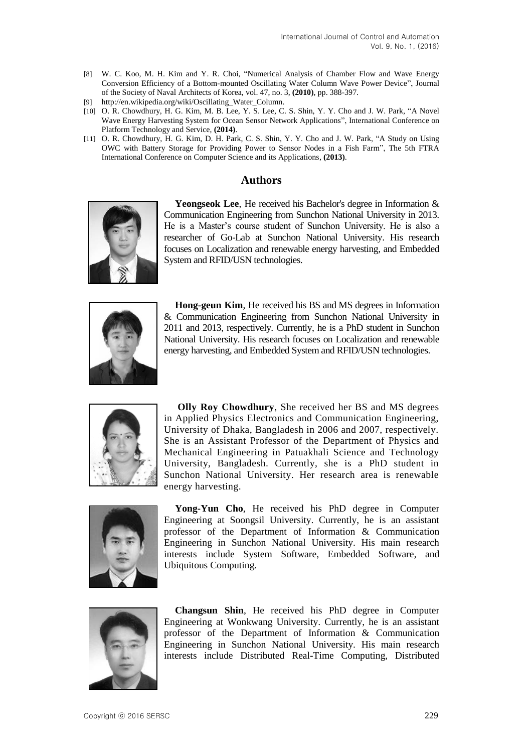[8] W. C. Koo, M. H. Kim and Y. R. Choi, "Numerical Analysis of Chamber Flow and Wave Energy Conversion Efficiency of a Bottom-mounted Oscillating Water Column Wave Power Device", Journal of the Society of Naval Architects of Korea, vol. 47, no. 3, **(2010)**, pp. 388-397.

[9] http://en.wikipedia.org/wiki/Oscillating_Water_Column.

[10] O. R. Chowdhury, H. G. Kim, M. B. Lee, Y. S. Lee, C. S. Shin, Y. Y. Cho and J. W. Park, "A Novel Wave Energy Harvesting System for Ocean Sensor Network Applications", International Conference on Platform Technology and Service, **(2014)**.

[11] O. R. Chowdhury, H. G. Kim, D. H. Park, C. S. Shin, Y. Y. Cho and J. W. Park, "A Study on Using OWC with Battery Storage for Providing Power to Sensor Nodes in a Fish Farm", The 5th FTRA International Conference on Computer Science and its Applications, **(2013)**.

## Authors

**Yeongseok Lee**, He received his Bachelor's degree in Information & Communication Engineering from Sunchon National University in 2013. He is a Master's course student of Sunchon University. He is also a researcher of Go-Lab at Sunchon National University. His research focuses on Localization and renewable energy harvesting, and Embedded System and RFID/USN technologies.

**Hong-geun Kim**, He received his BS and MS degrees in Information & Communication Engineering from Sunchon National University in 2011 and 2013, respectively. Currently, he is a PhD student in Sunchon National University. His research focuses on Localization and renewable energy harvesting, and Embedded System and RFID/USN technologies.

**Olly Roy Chowdhury**, She received her BS and MS degrees in Applied Physics Electronics and Communication Engineering, University of Dhaka, Bangladesh in 2006 and 2007, respectively. She is an Assistant Professor of the Department of Physics and Mechanical Engineering in Patuakhali Science and Technology University, Bangladesh. Currently, she is a PhD student in Sunchon National University. Her research area is renewable energy harvesting.

**Yong-Yun Cho**, He received his PhD degree in Computer Engineering at Soongsil University. Currently, he is an assistant professor of the Department of Information & Communication Engineering in Sunchon National University. His main research interests include System Software, Embedded Software, and Ubiquitous Computing.

**Changsun Shin**, He received his PhD degree in Computer Engineering at Wonkwang University. Currently, he is an assistant professor of the Department of Information & Communication Engineering in Sunchon National University. His main research interests include Distributed Real-Time Computing, Distributed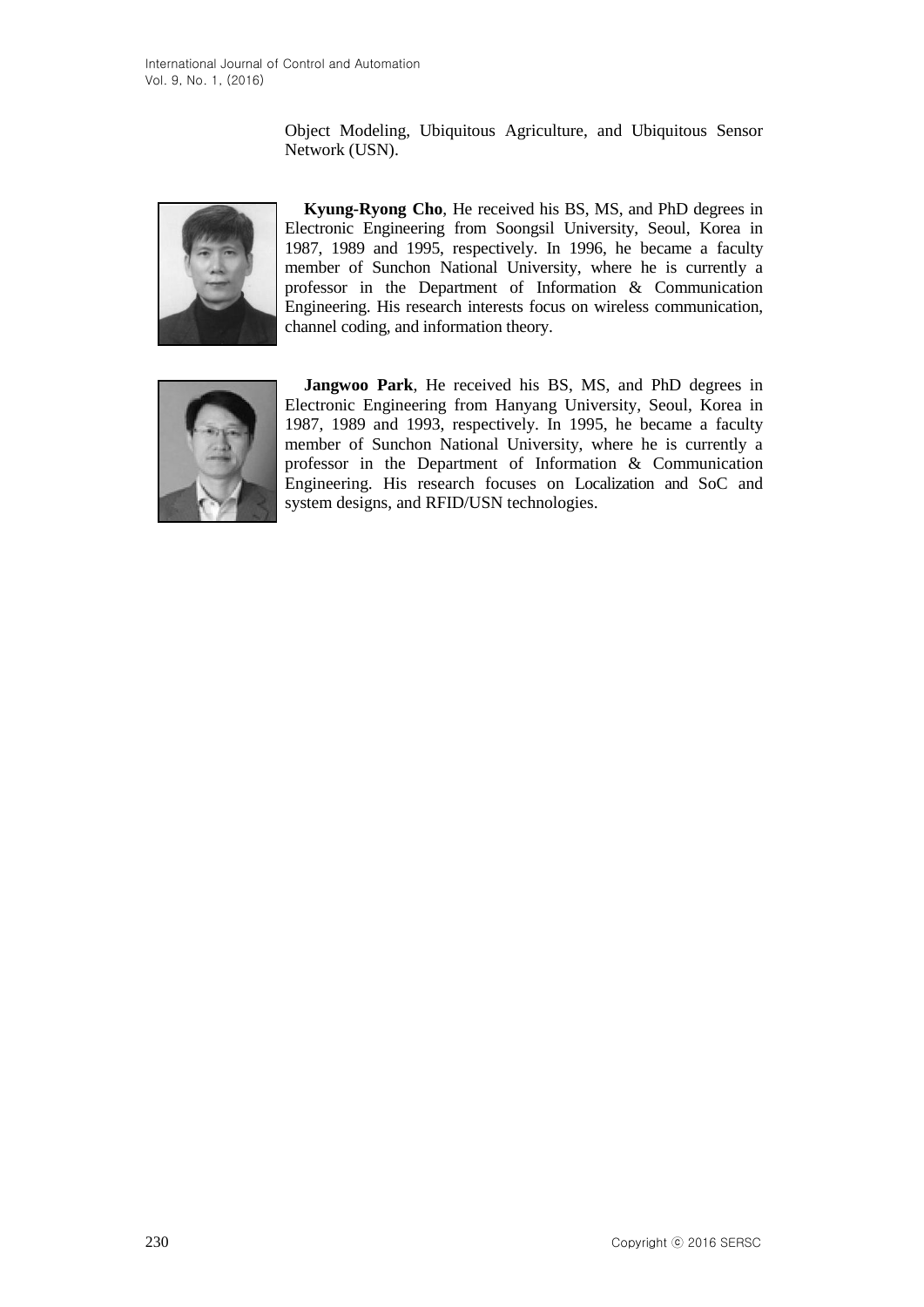Object Modeling, Ubiquitous Agriculture, and Ubiquitous Sensor Network (USN).

**Kyung-Ryong Cho**, He received his BS, MS, and PhD degrees in Electronic Engineering from Soongsil University, Seoul, Korea in 1987, 1989 and 1995, respectively. In 1996, he became a faculty member of Sunchon National University, where he is currently a professor in the Department of Information & Communication Engineering. His research interests focus on wireless communication, channel coding, and information theory.

**Jangwoo Park**, He received his BS, MS, and PhD degrees in Electronic Engineering from Hanyang University, Seoul, Korea in 1987, 1989 and 1993, respectively. In 1995, he became a faculty member of Sunchon National University, where he is currently a professor in the Department of Information & Communication Engineering. His research focuses on Localization and SoC and system designs, and RFID/USN technologies.